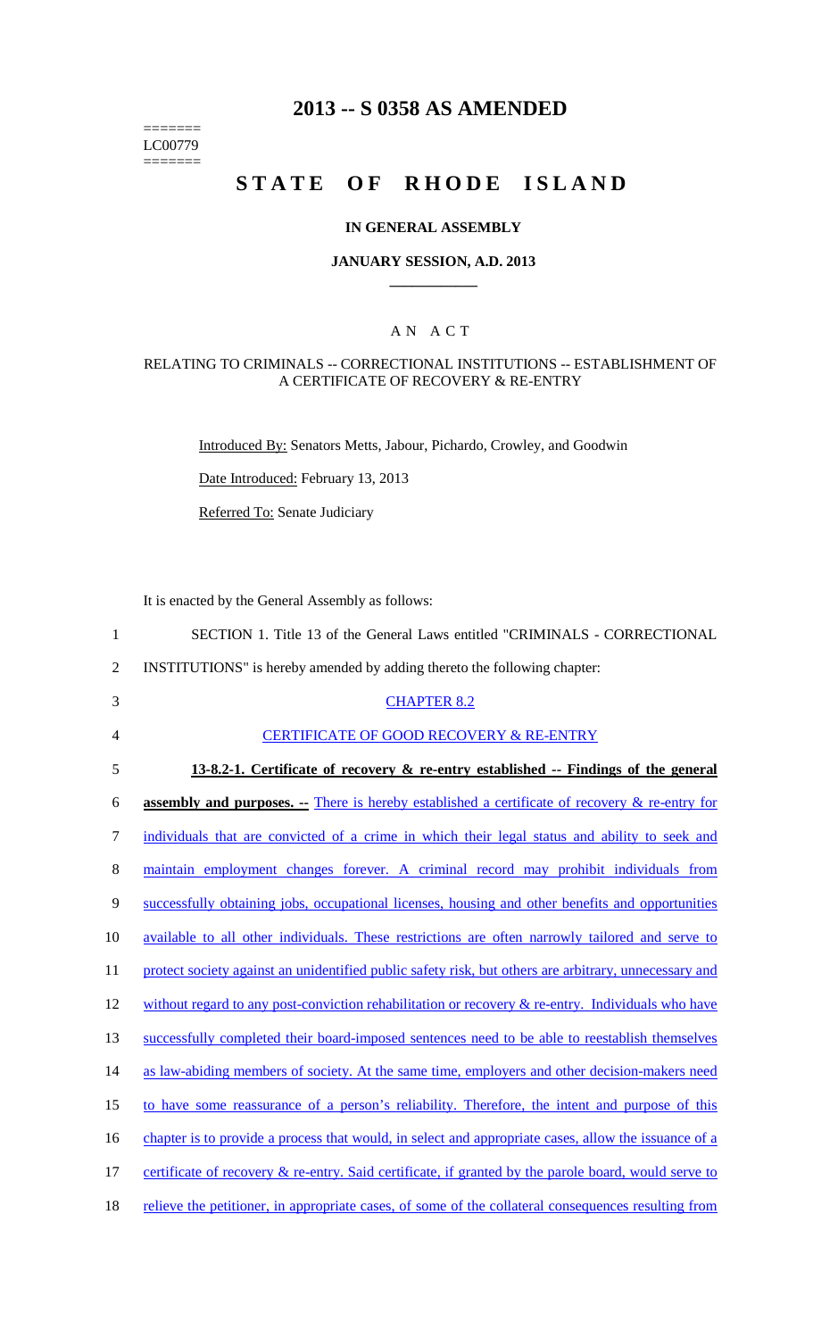# 2013 -- S 0358 AS AMENDED

=======
LC00779
=======

# STATE OF RHODE ISLAND

## IN GENERAL ASSEMBLY

### JANUARY SESSION, A.D. 2013

## A N A C T

### RELATING TO CRIMINALS -- CORRECTIONAL INSTITUTIONS -- ESTABLISHMENT OF A CERTIFICATE OF RECOVERY & RE-ENTRY

Introduced By: Senators Metts, Jabour, Pichardo, Crowley, and Goodwin

Date Introduced: February 13, 2013

Referred To: Senate Judiciary

It is enacted by the General Assembly as follows:

1 SECTION 1. Title 13 of the General Laws entitled "CRIMINALS - CORRECTIONAL
2 INSTITUTIONS" is hereby amended by adding thereto the following chapter:

3 CHAPTER 8.2

4 CERTIFICATE OF GOOD RECOVERY & RE-ENTRY

5 **13-8.2-1. Certificate of recovery & re-entry established -- Findings of the general**
6 **assembly and purposes. --** There is hereby established a certificate of recovery & re-entry for
7 individuals that are convicted of a crime in which their legal status and ability to seek and
8 maintain employment changes forever. A criminal record may prohibit individuals from
9 successfully obtaining jobs, occupational licenses, housing and other benefits and opportunities
10 available to all other individuals. These restrictions are often narrowly tailored and serve to
11 protect society against an unidentified public safety risk, but others are arbitrary, unnecessary and
12 without regard to any post-conviction rehabilitation or recovery & re-entry. Individuals who have
13 successfully completed their board-imposed sentences need to be able to reestablish themselves
14 as law-abiding members of society. At the same time, employers and other decision-makers need
15 to have some reassurance of a person's reliability. Therefore, the intent and purpose of this
16 chapter is to provide a process that would, in select and appropriate cases, allow the issuance of a
17 certificate of recovery & re-entry. Said certificate, if granted by the parole board, would serve to
18 relieve the petitioner, in appropriate cases, of some of the collateral consequences resulting from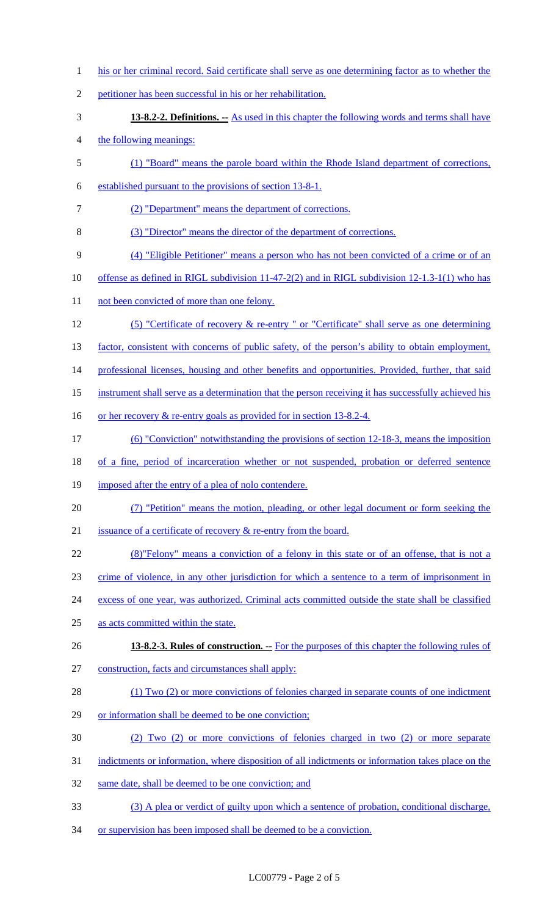his or her criminal record. Said certificate shall serve as one determining factor as to whether the petitioner has been successful in his or her rehabilitation.

**13-8.2-2. Definitions. --** As used in this chapter the following words and terms shall have the following meanings:

(1) "Board" means the parole board within the Rhode Island department of corrections, established pursuant to the provisions of section 13-8-1.

(2) "Department" means the department of corrections.

(3) "Director" means the director of the department of corrections.

(4) "Eligible Petitioner" means a person who has not been convicted of a crime or of an offense as defined in RIGL subdivision 11-47-2(2) and in RIGL subdivision 12-1.3-1(1) who has not been convicted of more than one felony.

(5) "Certificate of recovery & re-entry " or "Certificate" shall serve as one determining factor, consistent with concerns of public safety, of the person's ability to obtain employment, professional licenses, housing and other benefits and opportunities. Provided, further, that said instrument shall serve as a determination that the person receiving it has successfully achieved his or her recovery & re-entry goals as provided for in section 13-8.2-4.

(6) "Conviction" notwithstanding the provisions of section 12-18-3, means the imposition of a fine, period of incarceration whether or not suspended, probation or deferred sentence imposed after the entry of a plea of nolo contendere.

(7) "Petition" means the motion, pleading, or other legal document or form seeking the issuance of a certificate of recovery & re-entry from the board.

(8)"Felony" means a conviction of a felony in this state or of an offense, that is not a crime of violence, in any other jurisdiction for which a sentence to a term of imprisonment in excess of one year, was authorized. Criminal acts committed outside the state shall be classified as acts committed within the state.

**13-8.2-3. Rules of construction. --** For the purposes of this chapter the following rules of construction, facts and circumstances shall apply:

(1) Two (2) or more convictions of felonies charged in separate counts of one indictment or information shall be deemed to be one conviction;

(2) Two (2) or more convictions of felonies charged in two (2) or more separate indictments or information, where disposition of all indictments or information takes place on the same date, shall be deemed to be one conviction; and

(3) A plea or verdict of guilty upon which a sentence of probation, conditional discharge, or supervision has been imposed shall be deemed to be a conviction.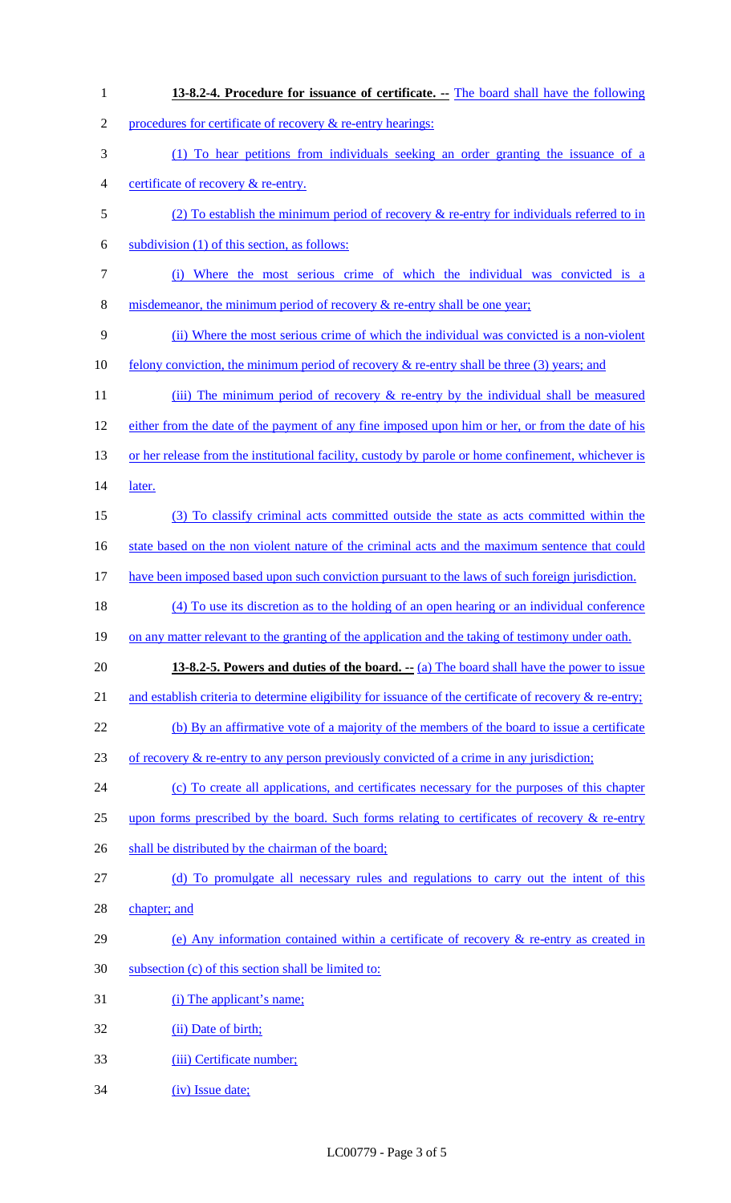**13-8.2-4. Procedure for issuance of certificate. --** The board shall have the following procedures for certificate of recovery & re-entry hearings:

(1) To hear petitions from individuals seeking an order granting the issuance of a certificate of recovery & re-entry.

(2) To establish the minimum period of recovery & re-entry for individuals referred to in subdivision (1) of this section, as follows:

(i) Where the most serious crime of which the individual was convicted is a misdemeanor, the minimum period of recovery & re-entry shall be one year;

(ii) Where the most serious crime of which the individual was convicted is a non-violent felony conviction, the minimum period of recovery & re-entry shall be three (3) years; and

(iii) The minimum period of recovery & re-entry by the individual shall be measured either from the date of the payment of any fine imposed upon him or her, or from the date of his or her release from the institutional facility, custody by parole or home confinement, whichever is later.

(3) To classify criminal acts committed outside the state as acts committed within the state based on the non violent nature of the criminal acts and the maximum sentence that could have been imposed based upon such conviction pursuant to the laws of such foreign jurisdiction.

(4) To use its discretion as to the holding of an open hearing or an individual conference on any matter relevant to the granting of the application and the taking of testimony under oath.

**13-8.2-5. Powers and duties of the board. --** (a) The board shall have the power to issue and establish criteria to determine eligibility for issuance of the certificate of recovery & re-entry;

(b) By an affirmative vote of a majority of the members of the board to issue a certificate of recovery & re-entry to any person previously convicted of a crime in any jurisdiction;

(c) To create all applications, and certificates necessary for the purposes of this chapter upon forms prescribed by the board. Such forms relating to certificates of recovery & re-entry shall be distributed by the chairman of the board;

(d) To promulgate all necessary rules and regulations to carry out the intent of this chapter; and

(e) Any information contained within a certificate of recovery & re-entry as created in subsection (c) of this section shall be limited to:

(i) The applicant's name;

(ii) Date of birth;

(iii) Certificate number;

(iv) Issue date;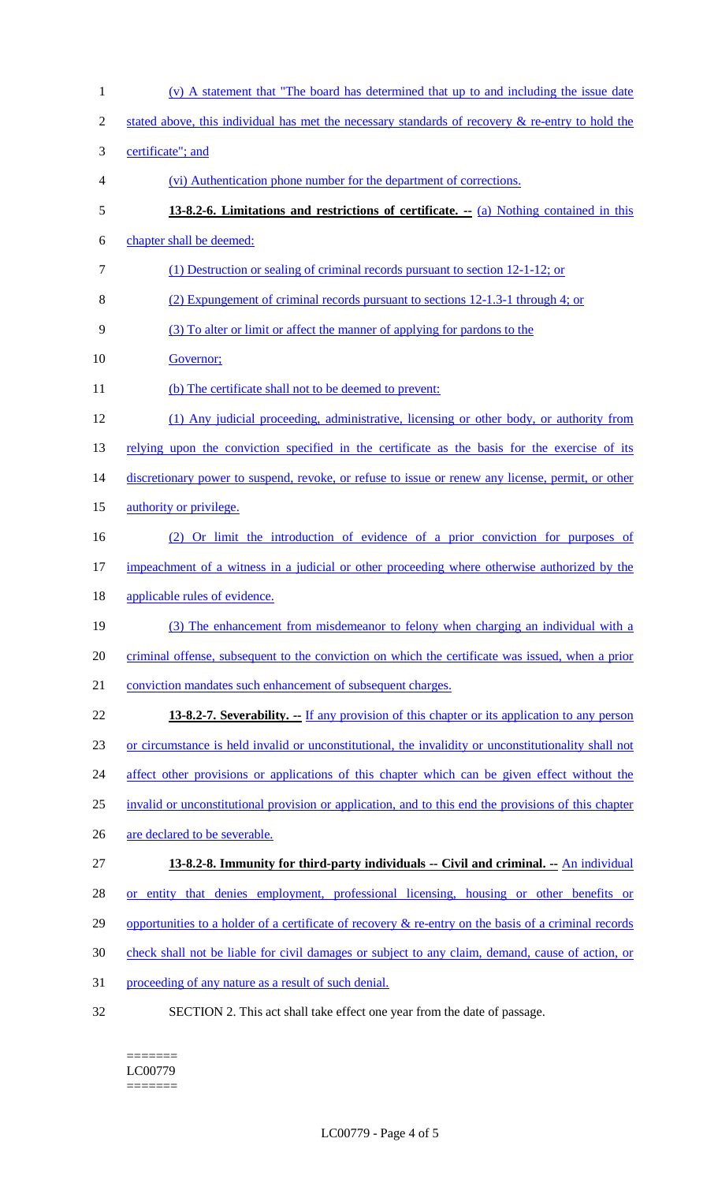(v) A statement that "The board has determined that up to and including the issue date stated above, this individual has met the necessary standards of recovery & re-entry to hold the certificate"; and

(vi) Authentication phone number for the department of corrections.

**13-8.2-6. Limitations and restrictions of certificate. --** (a) Nothing contained in this chapter shall be deemed:

(1) Destruction or sealing of criminal records pursuant to section 12-1-12; or

(2) Expungement of criminal records pursuant to sections 12-1.3-1 through 4; or

(3) To alter or limit or affect the manner of applying for pardons to the Governor;

(b) The certificate shall not to be deemed to prevent:

(1) Any judicial proceeding, administrative, licensing or other body, or authority from relying upon the conviction specified in the certificate as the basis for the exercise of its discretionary power to suspend, revoke, or refuse to issue or renew any license, permit, or other authority or privilege.

(2) Or limit the introduction of evidence of a prior conviction for purposes of impeachment of a witness in a judicial or other proceeding where otherwise authorized by the applicable rules of evidence.

(3) The enhancement from misdemeanor to felony when charging an individual with a criminal offense, subsequent to the conviction on which the certificate was issued, when a prior conviction mandates such enhancement of subsequent charges.

**13-8.2-7. Severability. --** If any provision of this chapter or its application to any person or circumstance is held invalid or unconstitutional, the invalidity or unconstitutionality shall not affect other provisions or applications of this chapter which can be given effect without the invalid or unconstitutional provision or application, and to this end the provisions of this chapter are declared to be severable.

**13-8.2-8. Immunity for third-party individuals -- Civil and criminal. --** An individual or entity that denies employment, professional licensing, housing or other benefits or opportunities to a holder of a certificate of recovery & re-entry on the basis of a criminal records check shall not be liable for civil damages or subject to any claim, demand, cause of action, or proceeding of any nature as a result of such denial.

SECTION 2. This act shall take effect one year from the date of passage.

=======
LC00779
=======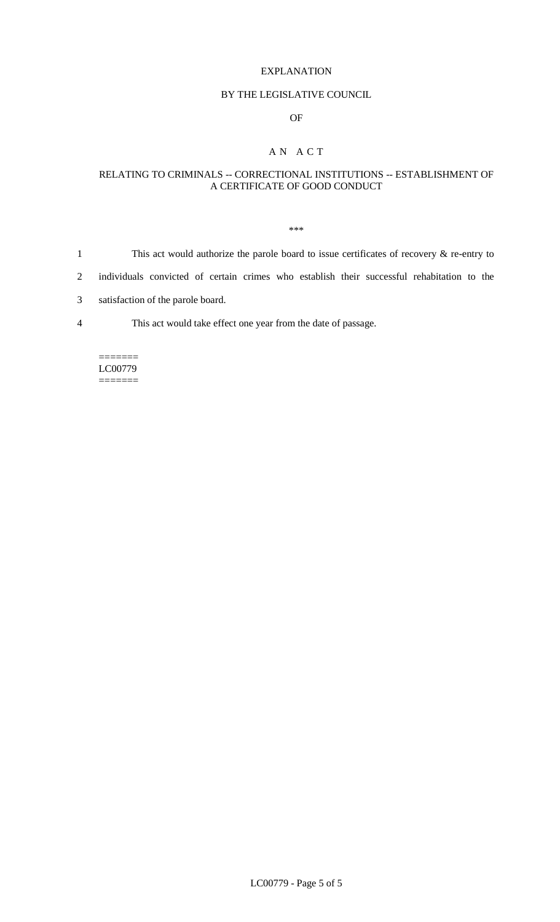EXPLANATION

BY THE LEGISLATIVE COUNCIL

OF

A N A C T

RELATING TO CRIMINALS -- CORRECTIONAL INSTITUTIONS -- ESTABLISHMENT OF A CERTIFICATE OF GOOD CONDUCT

\*\*\*

This act would authorize the parole board to issue certificates of recovery & re-entry to individuals convicted of certain crimes who establish their successful rehabitation to the satisfaction of the parole board.

This act would take effect one year from the date of passage.

=======
LC00779
=======